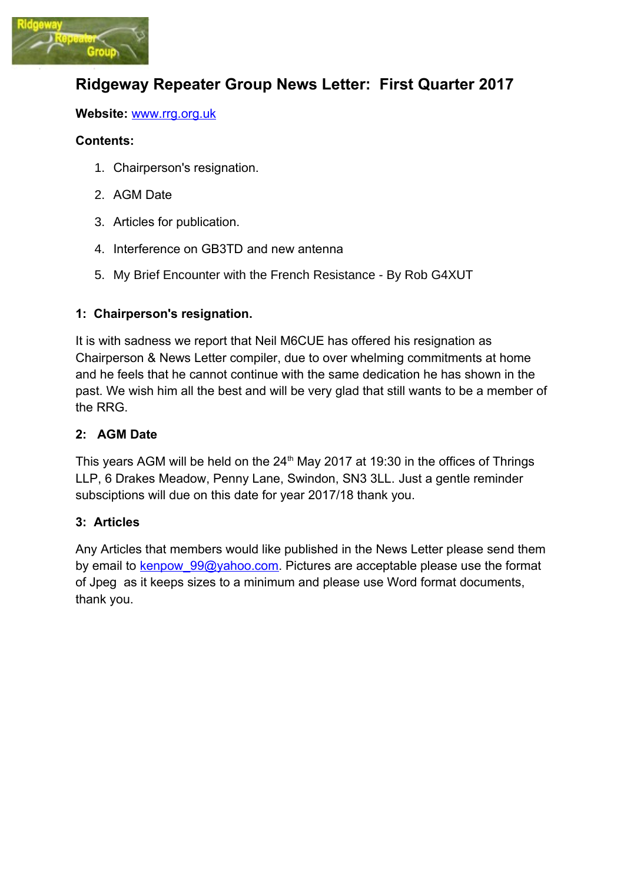# Ridgeway Repeater Group News Letter: First Quarter 2017

**Website:** [www.rrg.org.uk](http://www.rrg.org.uk)

**Contents:**

1. Chairperson's resignation.
2. AGM Date
3. Articles for publication.
4. Interference on GB3TD and new antenna
5. My Brief Encounter with the French Resistance - By Rob G4XUT

## 1: Chairperson's resignation.

It is with sadness we report that Neil M6CUE has offered his resignation as Chairperson & News Letter compiler, due to over whelming commitments at home and he feels that he cannot continue with the same dedication he has shown in the past. We wish him all the best and will be very glad that still wants to be a member of the RRG.

## 2: AGM Date

This years AGM will be held on the 24th May 2017 at 19:30 in the offices of Thrings LLP, 6 Drakes Meadow, Penny Lane, Swindon, SN3 3LL. Just a gentle reminder subsciptions will due on this date for year 2017/18 thank you.

## 3: Articles

Any Articles that members would like published in the News Letter please send them by email to [kenpow_99@yahoo.com](mailto:kenpow_99@yahoo.com). Pictures are acceptable please use the format of Jpeg as it keeps sizes to a minimum and please use Word format documents, thank you.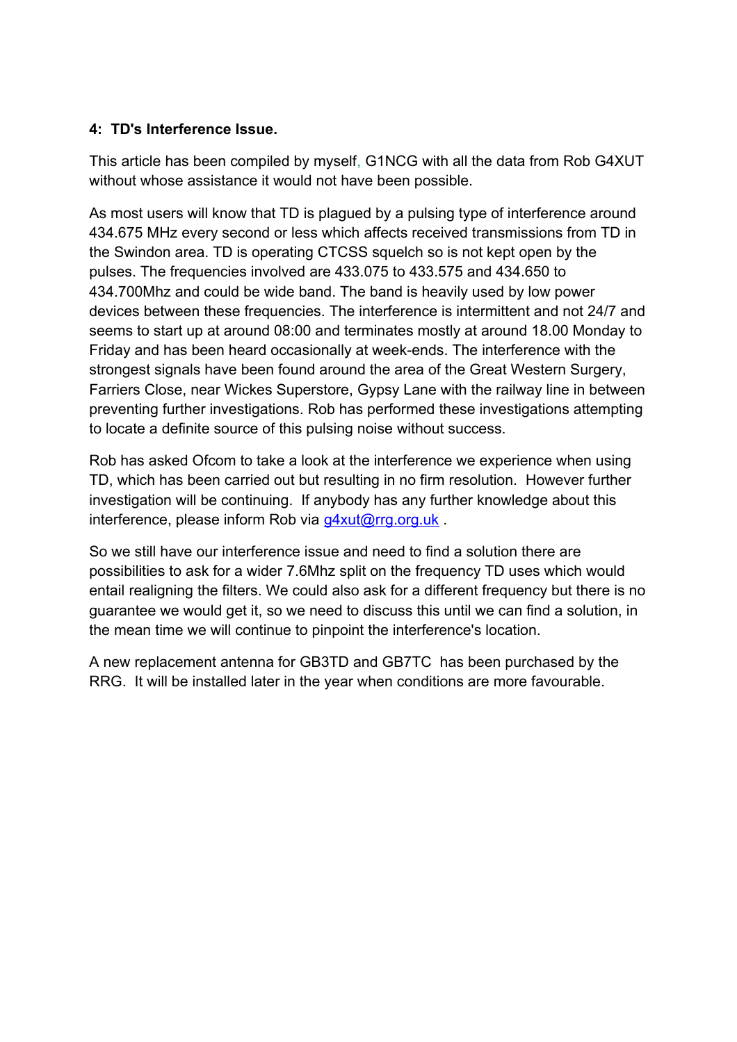**4: TD's Interference Issue.**

This article has been compiled by myself, G1NCG with all the data from Rob G4XUT without whose assistance it would not have been possible.

As most users will know that TD is plagued by a pulsing type of interference around 434.675 MHz every second or less which affects received transmissions from TD in the Swindon area. TD is operating CTCSS squelch so is not kept open by the pulses. The frequencies involved are 433.075 to 433.575 and 434.650 to 434.700Mhz and could be wide band. The band is heavily used by low power devices between these frequencies. The interference is intermittent and not 24/7 and seems to start up at around 08:00 and terminates mostly at around 18.00 Monday to Friday and has been heard occasionally at week-ends. The interference with the strongest signals have been found around the area of the Great Western Surgery, Farriers Close, near Wickes Superstore, Gypsy Lane with the railway line in between preventing further investigations. Rob has performed these investigations attempting to locate a definite source of this pulsing noise without success.

Rob has asked Ofcom to take a look at the interference we experience when using TD, which has been carried out but resulting in no firm resolution. However further investigation will be continuing. If anybody has any further knowledge about this interference, please inform Rob via g4xut@rrg.org.uk .

So we still have our interference issue and need to find a solution there are possibilities to ask for a wider 7.6Mhz split on the frequency TD uses which would entail realigning the filters. We could also ask for a different frequency but there is no guarantee we would get it, so we need to discuss this until we can find a solution, in the mean time we will continue to pinpoint the interference's location.

A new replacement antenna for GB3TD and GB7TC has been purchased by the RRG. It will be installed later in the year when conditions are more favourable.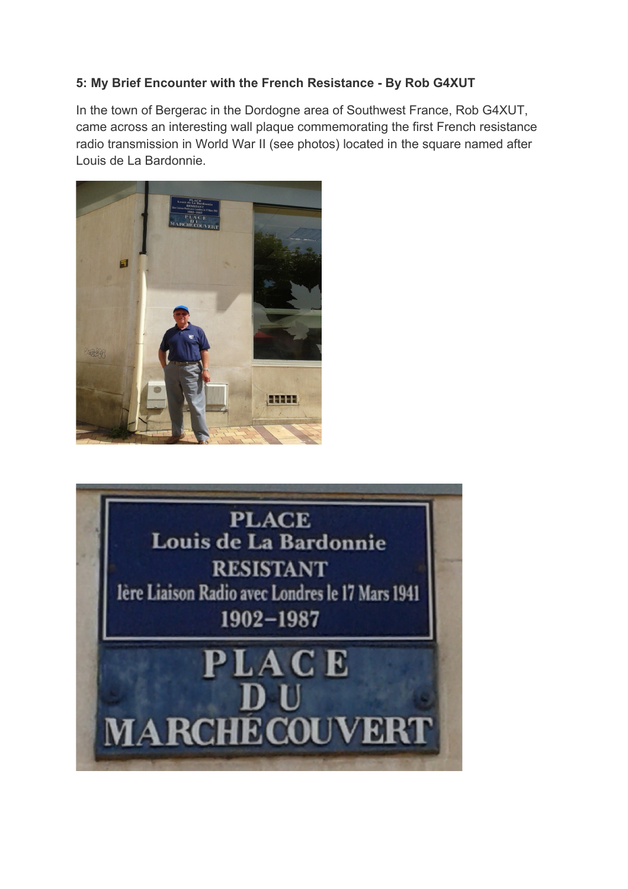**5: My Brief Encounter with the French Resistance - By Rob G4XUT**

In the town of Bergerac in the Dordogne area of Southwest France, Rob G4XUT, came across an interesting wall plaque commemorating the first French resistance radio transmission in World War II (see photos) located in the square named after Louis de La Bardonnie.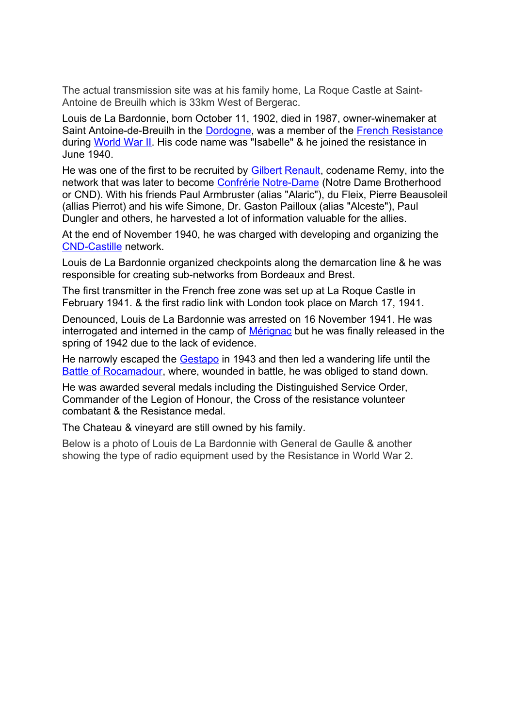The actual transmission site was at his family home, La Roque Castle at Saint-Antoine de Breuilh which is 33km West of Bergerac.

Louis de La Bardonnie, born October 11, 1902, died in 1987, owner-winemaker at Saint Antoine-de-Breuilh in the Dordogne, was a member of the French Resistance during World War II. His code name was "Isabelle" & he joined the resistance in June 1940.

He was one of the first to be recruited by Gilbert Renault, codename Remy, into the network that was later to become Confrérie Notre-Dame (Notre Dame Brotherhood or CND). With his friends Paul Armbruster (alias "Alaric"), du Fleix, Pierre Beausoleil (allias Pierrot) and his wife Simone, Dr. Gaston Pailloux (alias "Alceste"), Paul Dungler and others, he harvested a lot of information valuable for the allies.

At the end of November 1940, he was charged with developing and organizing the CND-Castille network.

Louis de La Bardonnie organized checkpoints along the demarcation line & he was responsible for creating sub-networks from Bordeaux and Brest.

The first transmitter in the French free zone was set up at La Roque Castle in February 1941. & the first radio link with London took place on March 17, 1941.

Denounced, Louis de La Bardonnie was arrested on 16 November 1941. He was interrogated and interned in the camp of Mérignac but he was finally released in the spring of 1942 due to the lack of evidence.

He narrowly escaped the Gestapo in 1943 and then led a wandering life until the Battle of Rocamadour, where, wounded in battle, he was obliged to stand down.

He was awarded several medals including the Distinguished Service Order, Commander of the Legion of Honour, the Cross of the resistance volunteer combatant & the Resistance medal.

The Chateau & vineyard are still owned by his family.

Below is a photo of Louis de La Bardonnie with General de Gaulle & another showing the type of radio equipment used by the Resistance in World War 2.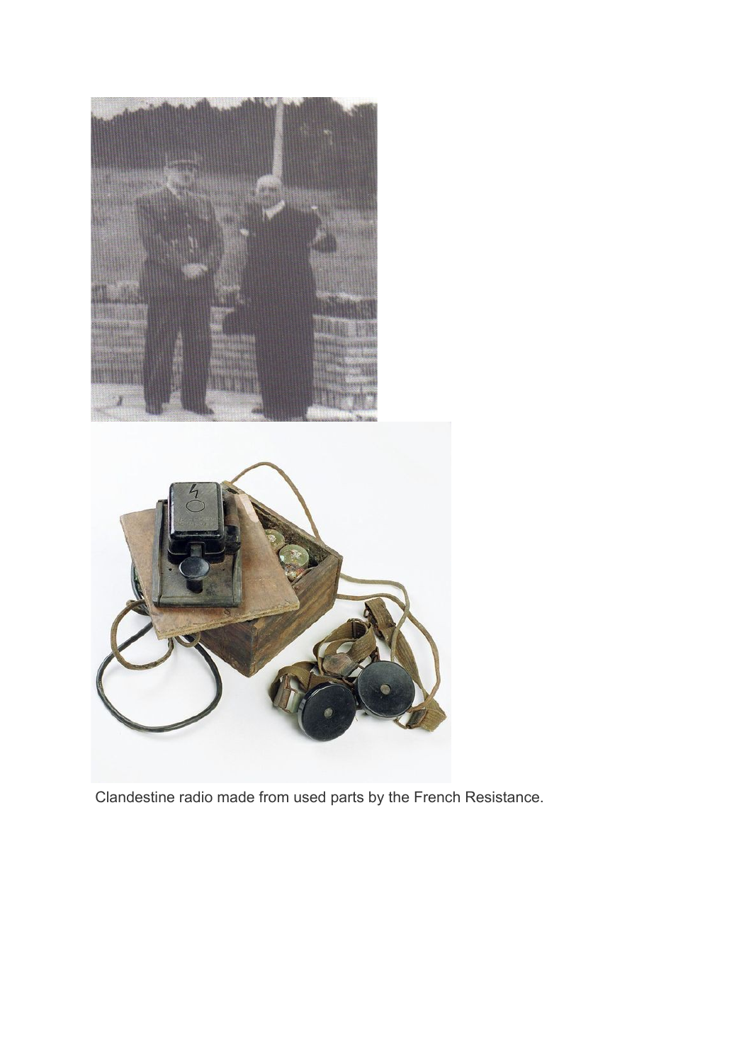Clandestine radio made from used parts by the French Resistance.